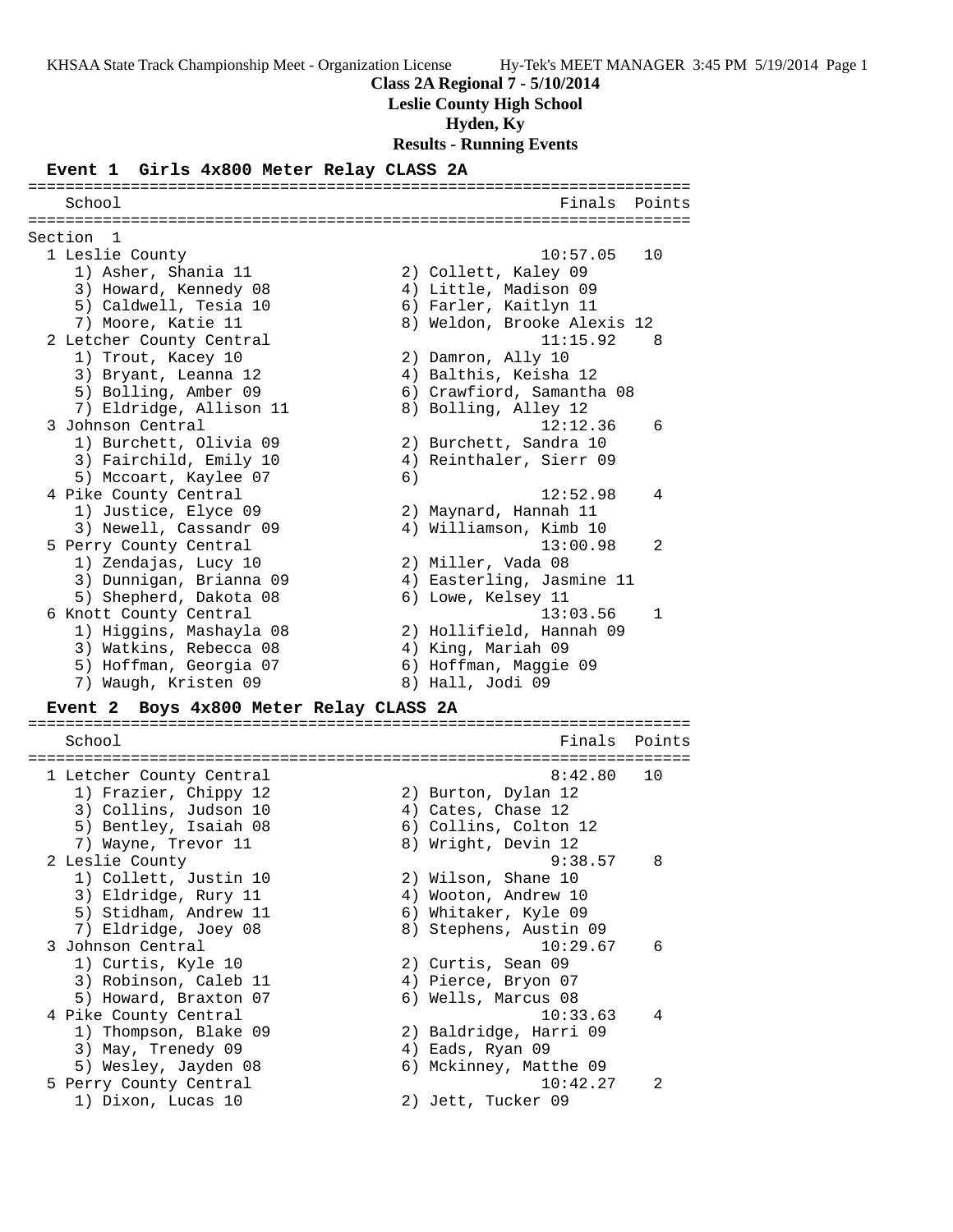# Class 2A Regional 7 - 5/10/2014

**Leslie County High School**

**Hyden, Ky**

**Results - Running Events**

## Event 1 Girls 4x800 Meter Relay CLASS 2A

```
=======================================================================
   School                                              Finals  Points
=======================================================================
Section  1
  1 Leslie County                                    10:57.05   10
     1) Asher, Shania 11                2) Collett, Kaley 09
     3) Howard, Kennedy 08              4) Little, Madison 09
     5) Caldwell, Tesia 10              6) Farler, Kaitlyn 11
     7) Moore, Katie 11                 8) Weldon, Brooke Alexis 12
  2 Letcher County Central                           11:15.92    8
     1) Trout, Kacey 10                 2) Damron, Ally 10
     3) Bryant, Leanna 12               4) Balthis, Keisha 12
     5) Bolling, Amber 09               6) Crawfiord, Samantha 08
     7) Eldridge, Allison 11            8) Bolling, Alley 12
  3 Johnson Central                                  12:12.36    6
     1) Burchett, Olivia 09             2) Burchett, Sandra 10
     3) Fairchild, Emily 10             4) Reinthaler, Sierr 09
     5) Mccoart, Kaylee 07              6)
  4 Pike County Central                              12:52.98    4
     1) Justice, Elyce 09               2) Maynard, Hannah 11
     3) Newell, Cassandr 09             4) Williamson, Kimb 10
  5 Perry County Central                             13:00.98    2
     1) Zendajas, Lucy 10               2) Miller, Vada 08
     3) Dunnigan, Brianna 09            4) Easterling, Jasmine 11
     5) Shepherd, Dakota 08             6) Lowe, Kelsey 11
  6 Knott County Central                             13:03.56    1
     1) Higgins, Mashayla 08            2) Hollifield, Hannah 09
     3) Watkins, Rebecca 08             4) King, Mariah 09
     5) Hoffman, Georgia 07             6) Hoffman, Maggie 09
     7) Waugh, Kristen 09               8) Hall, Jodi 09
```

## Event 2 Boys 4x800 Meter Relay CLASS 2A

```
=======================================================================
   School                                              Finals  Points
=======================================================================
  1 Letcher County Central                            8:42.80   10
     1) Frazier, Chippy 12              2) Burton, Dylan 12
     3) Collins, Judson 10              4) Cates, Chase 12
     5) Bentley, Isaiah 08              6) Collins, Colton 12
     7) Wayne, Trevor 11                8) Wright, Devin 12
  2 Leslie County                                     9:38.57    8
     1) Collett, Justin 10              2) Wilson, Shane 10
     3) Eldridge, Rury 11               4) Wooton, Andrew 10
     5) Stidham, Andrew 11              6) Whitaker, Kyle 09
     7) Eldridge, Joey 08               8) Stephens, Austin 09
  3 Johnson Central                                  10:29.67    6
     1) Curtis, Kyle 10                 2) Curtis, Sean 09
     3) Robinson, Caleb 11              4) Pierce, Bryon 07
     5) Howard, Braxton 07              6) Wells, Marcus 08
  4 Pike County Central                              10:33.63    4
     1) Thompson, Blake 09              2) Baldridge, Harri 09
     3) May, Trenedy 09                 4) Eads, Ryan 09
     5) Wesley, Jayden 08               6) Mckinney, Matthe 09
  5 Perry County Central                             10:42.27    2
     1) Dixon, Lucas 10                 2) Jett, Tucker 09
```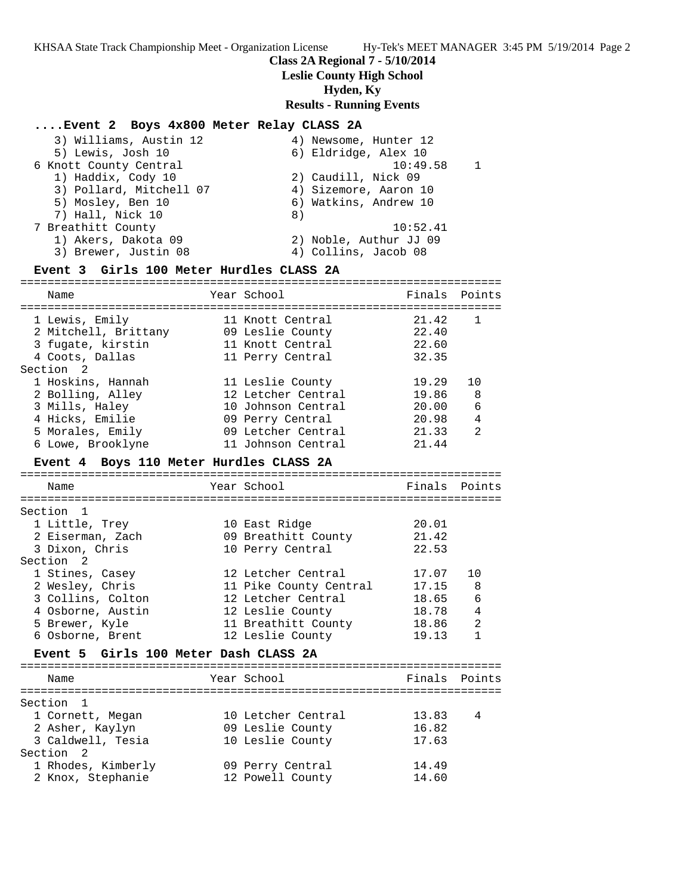## Class 2A Regional 7 - 5/10/2014

**Leslie County High School**

**Hyden, Ky**

**Results - Running Events**

### ....Event 2 Boys 4x800 Meter Relay CLASS 2A

```
   3) Williams, Austin 12            4) Newsome, Hunter 12
   5) Lewis, Josh 10                 6) Eldridge, Alex 10
 6 Knott County Central                          10:49.58    1
   1) Haddix, Cody 10                2) Caudill, Nick 09
   3) Pollard, Mitchell 07           4) Sizemore, Aaron 10
   5) Mosley, Ben 10                 6) Watkins, Andrew 10
   7) Hall, Nick 10                  8)
 7 Breathitt County                              10:52.41
   1) Akers, Dakota 09               2) Noble, Authur JJ 09
   3) Brewer, Justin 08              4) Collins, Jacob 08
```

### Event 3 Girls 100 Meter Hurdles CLASS 2A

| Name | Year | School | Finals | Points |
|---|---|---|---|---|
| 1 Lewis, Emily | 11 | Knott Central | 21.42 | 1 |
| 2 Mitchell, Brittany | 09 | Leslie County | 22.40 | |
| 3 fugate, kirstin | 11 | Knott Central | 22.60 | |
| 4 Coots, Dallas | 11 | Perry Central | 32.35 | |
| **Section 2** | | | | |
| 1 Hoskins, Hannah | 11 | Leslie County | 19.29 | 10 |
| 2 Bolling, Alley | 12 | Letcher Central | 19.86 | 8 |
| 3 Mills, Haley | 10 | Johnson Central | 20.00 | 6 |
| 4 Hicks, Emilie | 09 | Perry Central | 20.98 | 4 |
| 5 Morales, Emily | 09 | Letcher Central | 21.33 | 2 |
| 6 Lowe, Brooklyne | 11 | Johnson Central | 21.44 | |

### Event 4 Boys 110 Meter Hurdles CLASS 2A

| Name | Year | School | Finals | Points |
|---|---|---|---|---|
| **Section 1** | | | | |
| 1 Little, Trey | 10 | East Ridge | 20.01 | |
| 2 Eiserman, Zach | 09 | Breathitt County | 21.42 | |
| 3 Dixon, Chris | 10 | Perry Central | 22.53 | |
| **Section 2** | | | | |
| 1 Stines, Casey | 12 | Letcher Central | 17.07 | 10 |
| 2 Wesley, Chris | 11 | Pike County Central | 17.15 | 8 |
| 3 Collins, Colton | 12 | Letcher Central | 18.65 | 6 |
| 4 Osborne, Austin | 12 | Leslie County | 18.78 | 4 |
| 5 Brewer, Kyle | 11 | Breathitt County | 18.86 | 2 |
| 6 Osborne, Brent | 12 | Leslie County | 19.13 | 1 |

### Event 5 Girls 100 Meter Dash CLASS 2A

| Name | Year | School | Finals | Points |
|---|---|---|---|---|
| **Section 1** | | | | |
| 1 Cornett, Megan | 10 | Letcher Central | 13.83 | 4 |
| 2 Asher, Kaylyn | 09 | Leslie County | 16.82 | |
| 3 Caldwell, Tesia | 10 | Leslie County | 17.63 | |
| **Section 2** | | | | |
| 1 Rhodes, Kimberly | 09 | Perry Central | 14.49 | |
| 2 Knox, Stephanie | 12 | Powell County | 14.60 | |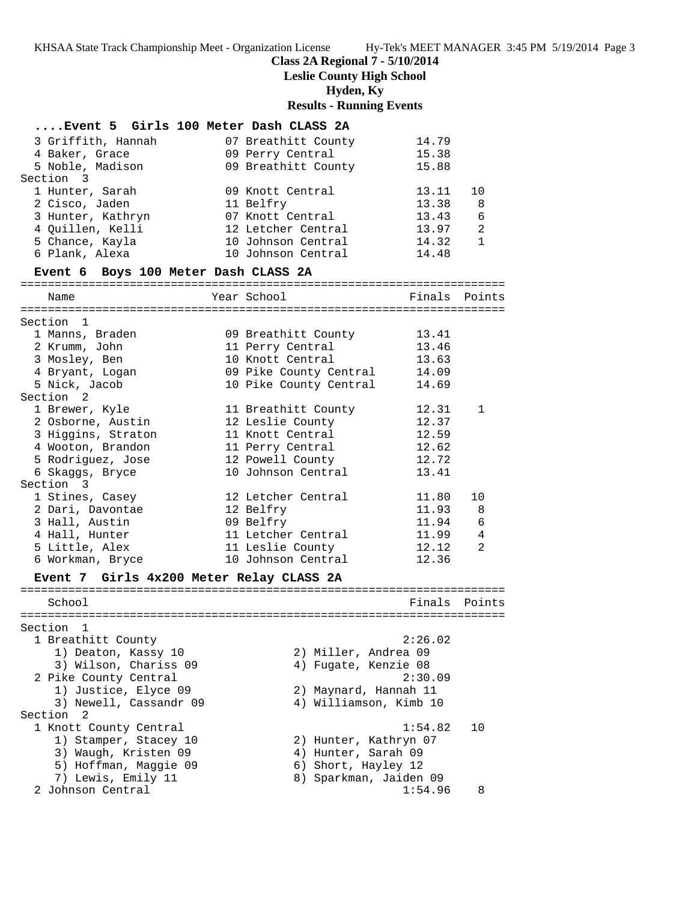**Class 2A Regional 7 - 5/10/2014**
**Leslie County High School**
**Hyden, Ky**
**Results - Running Events**

### ....Event 5 Girls 100 Meter Dash CLASS 2A

| Place | Name | Year | School | Finals | Points |
|---|---|---|---|---|---|
| 3 | Griffith, Hannah | 07 | Breathitt County | 14.79 | |
| 4 | Baker, Grace | 09 | Perry Central | 15.38 | |
| 5 | Noble, Madison | 09 | Breathitt County | 15.88 | |
| **Section 3** | | | | | |
| 1 | Hunter, Sarah | 09 | Knott Central | 13.11 | 10 |
| 2 | Cisco, Jaden | 11 | Belfry | 13.38 | 8 |
| 3 | Hunter, Kathryn | 07 | Knott Central | 13.43 | 6 |
| 4 | Quillen, Kelli | 12 | Letcher Central | 13.97 | 2 |
| 5 | Chance, Kayla | 10 | Johnson Central | 14.32 | 1 |
| 6 | Plank, Alexa | 10 | Johnson Central | 14.48 | |

### Event 6 Boys 100 Meter Dash CLASS 2A

| Place | Name | Year | School | Finals | Points |
|---|---|---|---|---|---|
| **Section 1** | | | | | |
| 1 | Manns, Braden | 09 | Breathitt County | 13.41 | |
| 2 | Krumm, John | 11 | Perry Central | 13.46 | |
| 3 | Mosley, Ben | 10 | Knott Central | 13.63 | |
| 4 | Bryant, Logan | 09 | Pike County Central | 14.09 | |
| 5 | Nick, Jacob | 10 | Pike County Central | 14.69 | |
| **Section 2** | | | | | |
| 1 | Brewer, Kyle | 11 | Breathitt County | 12.31 | 1 |
| 2 | Osborne, Austin | 12 | Leslie County | 12.37 | |
| 3 | Higgins, Straton | 11 | Knott Central | 12.59 | |
| 4 | Wooton, Brandon | 11 | Perry Central | 12.62 | |
| 5 | Rodriguez, Jose | 12 | Powell County | 12.72 | |
| 6 | Skaggs, Bryce | 10 | Johnson Central | 13.41 | |
| **Section 3** | | | | | |
| 1 | Stines, Casey | 12 | Letcher Central | 11.80 | 10 |
| 2 | Dari, Davontae | 12 | Belfry | 11.93 | 8 |
| 3 | Hall, Austin | 09 | Belfry | 11.94 | 6 |
| 4 | Hall, Hunter | 11 | Letcher Central | 11.99 | 4 |
| 5 | Little, Alex | 11 | Leslie County | 12.12 | 2 |
| 6 | Workman, Bryce | 10 | Johnson Central | 12.36 | |

### Event 7 Girls 4x200 Meter Relay CLASS 2A

| Place | School | Finals | Points |
|---|---|---|---|
| **Section 1** | | | |
| 1 | Breathitt County | 2:26.02 | |
| | 1) Deaton, Kassy 10; 2) Miller, Andrea 09; 3) Wilson, Chariss 09; 4) Fugate, Kenzie 08 | | |
| 2 | Pike County Central | 2:30.09 | |
| | 1) Justice, Elyce 09; 2) Maynard, Hannah 11; 3) Newell, Cassandr 09; 4) Williamson, Kimb 10 | | |
| **Section 2** | | | |
| 1 | Knott County Central | 1:54.82 | 10 |
| | 1) Stamper, Stacey 10; 2) Hunter, Kathryn 07; 3) Waugh, Kristen 09; 4) Hunter, Sarah 09; 5) Hoffman, Maggie 09; 6) Short, Hayley 12; 7) Lewis, Emily 11; 8) Sparkman, Jaiden 09 | | |
| 2 | Johnson Central | 1:54.96 | 8 |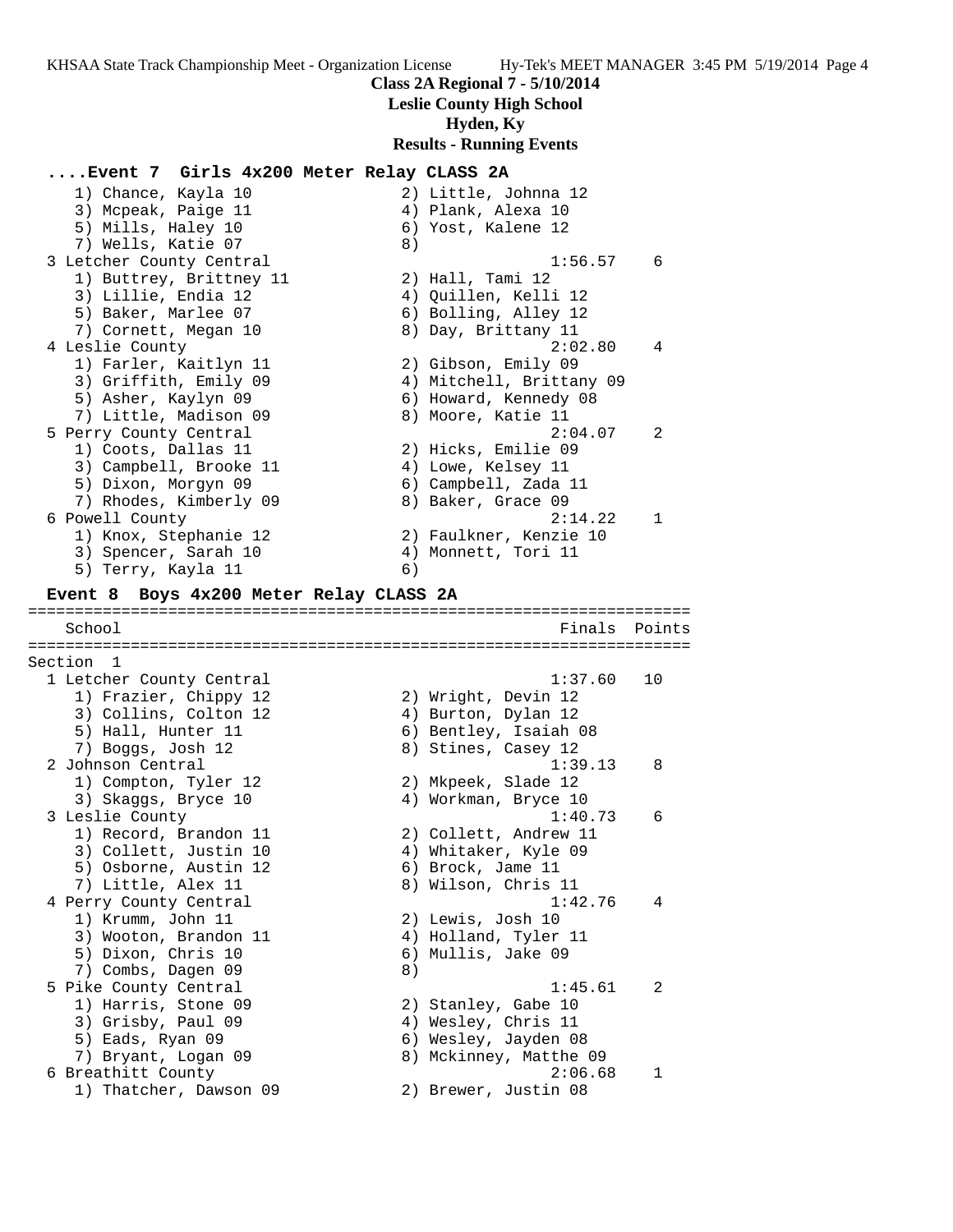**Class 2A Regional 7 - 5/10/2014**
**Leslie County High School**
**Hyden, Ky**
**Results - Running Events**

```
....Event 7  Girls 4x200 Meter Relay CLASS 2A
    1) Chance, Kayla 10               2) Little, Johnna 12
    3) Mcpeak, Paige 11               4) Plank, Alexa 10
    5) Mills, Haley 10                6) Yost, Kalene 12
    7) Wells, Katie 07                8)
  3 Letcher County Central                           1:56.57    6
    1) Buttrey, Brittney 11           2) Hall, Tami 12
    3) Lillie, Endia 12               4) Quillen, Kelli 12
    5) Baker, Marlee 07               6) Bolling, Alley 12
    7) Cornett, Megan 10              8) Day, Brittany 11
  4 Leslie County                                    2:02.80    4
    1) Farler, Kaitlyn 11             2) Gibson, Emily 09
    3) Griffith, Emily 09             4) Mitchell, Brittany 09
    5) Asher, Kaylyn 09               6) Howard, Kennedy 08
    7) Little, Madison 09             8) Moore, Katie 11
  5 Perry County Central                             2:04.07    2
    1) Coots, Dallas 11               2) Hicks, Emilie 09
    3) Campbell, Brooke 11            4) Lowe, Kelsey 11
    5) Dixon, Morgyn 09               6) Campbell, Zada 11
    7) Rhodes, Kimberly 09            8) Baker, Grace 09
  6 Powell County                                    2:14.22    1
    1) Knox, Stephanie 12             2) Faulkner, Kenzie 10
    3) Spencer, Sarah 10              4) Monnett, Tori 11
    5) Terry, Kayla 11                6)

Event 8  Boys 4x200 Meter Relay CLASS 2A
=======================================================================
    School                                            Finals  Points
=======================================================================
Section  1
  1 Letcher County Central                           1:37.60   10
    1) Frazier, Chippy 12             2) Wright, Devin 12
    3) Collins, Colton 12             4) Burton, Dylan 12
    5) Hall, Hunter 11                6) Bentley, Isaiah 08
    7) Boggs, Josh 12                 8) Stines, Casey 12
  2 Johnson Central                                  1:39.13    8
    1) Compton, Tyler 12              2) Mkpeek, Slade 12
    3) Skaggs, Bryce 10               4) Workman, Bryce 10
  3 Leslie County                                    1:40.73    6
    1) Record, Brandon 11             2) Collett, Andrew 11
    3) Collett, Justin 10             4) Whitaker, Kyle 09
    5) Osborne, Austin 12             6) Brock, Jame 11
    7) Little, Alex 11                8) Wilson, Chris 11
  4 Perry County Central                             1:42.76    4
    1) Krumm, John 11                 2) Lewis, Josh 10
    3) Wooton, Brandon 11             4) Holland, Tyler 11
    5) Dixon, Chris 10                6) Mullis, Jake 09
    7) Combs, Dagen 09                8)
  5 Pike County Central                              1:45.61    2
    1) Harris, Stone 09               2) Stanley, Gabe 10
    3) Grisby, Paul 09                4) Wesley, Chris 11
    5) Eads, Ryan 09                  6) Wesley, Jayden 08
    7) Bryant, Logan 09               8) Mckinney, Matthe 09
  6 Breathitt County                                 2:06.68    1
    1) Thatcher, Dawson 09            2) Brewer, Justin 08
```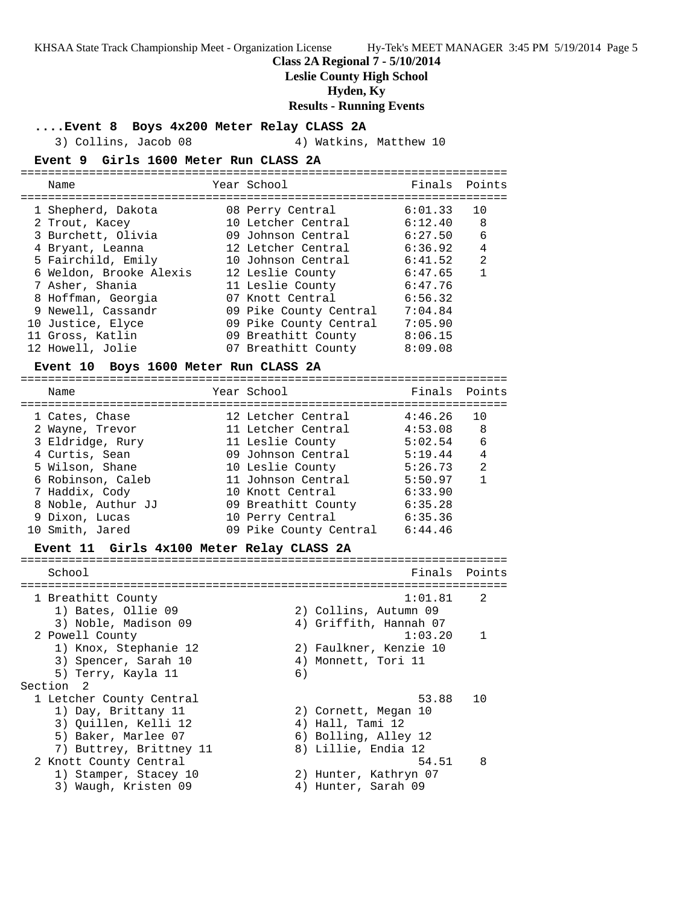## Class 2A Regional 7 - 5/10/2014
## Leslie County High School
## Hyden, Ky
## Results - Running Events

### ....Event 8 Boys 4x200 Meter Relay CLASS 2A

3) Collins, Jacob 08 — 4) Watkins, Matthew 10

### Event 9 Girls 1600 Meter Run CLASS 2A

| | Name | Year | School | Finals | Points |
|---|---|---|---|---|---|
| 1 | Shepherd, Dakota | 08 | Perry Central | 6:01.33 | 10 |
| 2 | Trout, Kacey | 10 | Letcher Central | 6:12.40 | 8 |
| 3 | Burchett, Olivia | 09 | Johnson Central | 6:27.50 | 6 |
| 4 | Bryant, Leanna | 12 | Letcher Central | 6:36.92 | 4 |
| 5 | Fairchild, Emily | 10 | Johnson Central | 6:41.52 | 2 |
| 6 | Weldon, Brooke Alexis | 12 | Leslie County | 6:47.65 | 1 |
| 7 | Asher, Shania | 11 | Leslie County | 6:47.76 | |
| 8 | Hoffman, Georgia | 07 | Knott Central | 6:56.32 | |
| 9 | Newell, Cassandr | 09 | Pike County Central | 7:04.84 | |
| 10 | Justice, Elyce | 09 | Pike County Central | 7:05.90 | |
| 11 | Gross, Katlin | 09 | Breathitt County | 8:06.15 | |
| 12 | Howell, Jolie | 07 | Breathitt County | 8:09.08 | |

### Event 10 Boys 1600 Meter Run CLASS 2A

| | Name | Year | School | Finals | Points |
|---|---|---|---|---|---|
| 1 | Cates, Chase | 12 | Letcher Central | 4:46.26 | 10 |
| 2 | Wayne, Trevor | 11 | Letcher Central | 4:53.08 | 8 |
| 3 | Eldridge, Rury | 11 | Leslie County | 5:02.54 | 6 |
| 4 | Curtis, Sean | 09 | Johnson Central | 5:19.44 | 4 |
| 5 | Wilson, Shane | 10 | Leslie County | 5:26.73 | 2 |
| 6 | Robinson, Caleb | 11 | Johnson Central | 5:50.97 | 1 |
| 7 | Haddix, Cody | 10 | Knott Central | 6:33.90 | |
| 8 | Noble, Authur JJ | 09 | Breathitt County | 6:35.28 | |
| 9 | Dixon, Lucas | 10 | Perry Central | 6:35.36 | |
| 10 | Smith, Jared | 09 | Pike County Central | 6:44.46 | |

### Event 11 Girls 4x100 Meter Relay CLASS 2A

| | School | Finals | Points |
|---|---|---|---|
| 1 | Breathitt County | 1:01.81 | 2 |
| | 1) Bates, Ollie 09; 2) Collins, Autumn 09; 3) Noble, Madison 09; 4) Griffith, Hannah 07 | | |
| 2 | Powell County | 1:03.20 | 1 |
| | 1) Knox, Stephanie 12; 2) Faulkner, Kenzie 10; 3) Spencer, Sarah 10; 4) Monnett, Tori 11; 5) Terry, Kayla 11; 6) | | |

Section 2

| | School | Finals | Points |
|---|---|---|---|
| 1 | Letcher County Central | 53.88 | 10 |
| | 1) Day, Brittany 11; 2) Cornett, Megan 10; 3) Quillen, Kelli 12; 4) Hall, Tami 12; 5) Baker, Marlee 07; 6) Bolling, Alley 12; 7) Buttrey, Brittney 11; 8) Lillie, Endia 12 | | |
| 2 | Knott County Central | 54.51 | 8 |
| | 1) Stamper, Stacey 10; 2) Hunter, Kathryn 07; 3) Waugh, Kristen 09; 4) Hunter, Sarah 09 | | |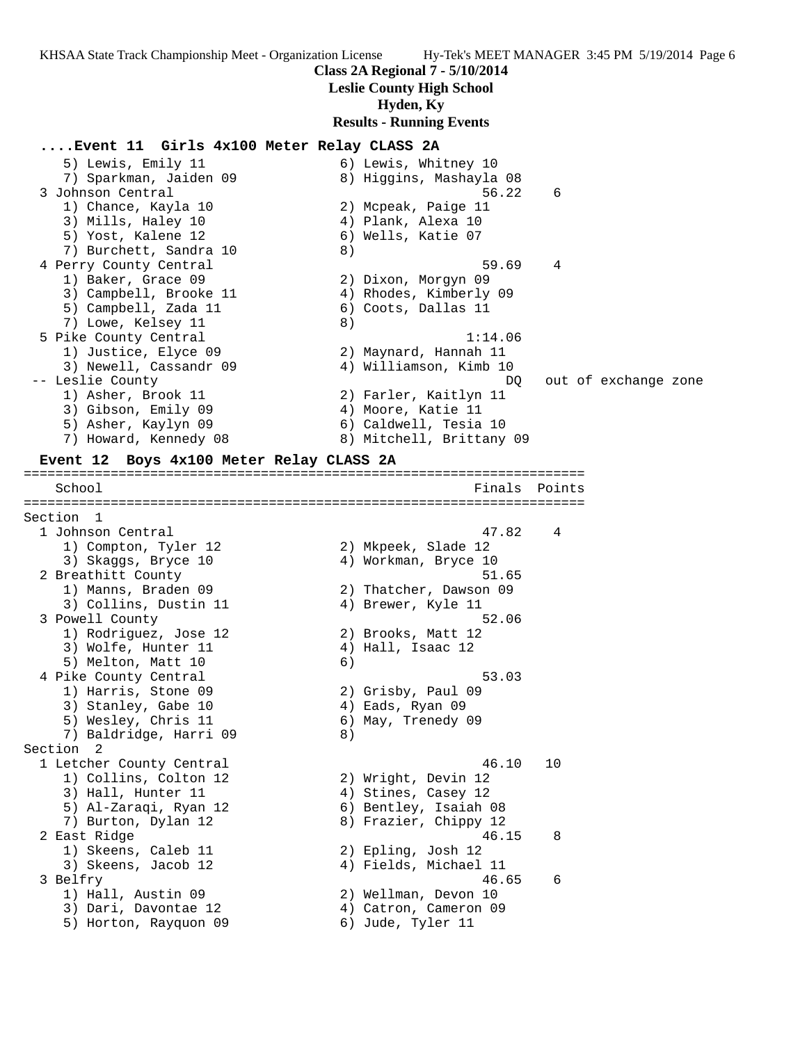# Class 2A Regional 7 - 5/10/2014

**Leslie County High School**

**Hyden, Ky**

**Results - Running Events**

### ....Event 11 Girls 4x100 Meter Relay CLASS 2A

```
    5) Lewis, Emily 11                  6) Lewis, Whitney 10
    7) Sparkman, Jaiden 09              8) Higgins, Mashayla 08
  3 Johnson Central                                 56.22    6
    1) Chance, Kayla 10                 2) Mcpeak, Paige 11
    3) Mills, Haley 10                  4) Plank, Alexa 10
    5) Yost, Kalene 12                  6) Wells, Katie 07
    7) Burchett, Sandra 10              8)
  4 Perry County Central                            59.69    4
    1) Baker, Grace 09                  2) Dixon, Morgyn 09
    3) Campbell, Brooke 11              4) Rhodes, Kimberly 09
    5) Campbell, Zada 11                6) Coots, Dallas 11
    7) Lowe, Kelsey 11                  8)
  5 Pike County Central                           1:14.06
    1) Justice, Elyce 09                2) Maynard, Hannah 11
    3) Newell, Cassandr 09              4) Williamson, Kimb 10
 -- Leslie County                                     DQ   out of exchange zone
    1) Asher, Brook 11                  2) Farler, Kaitlyn 11
    3) Gibson, Emily 09                 4) Moore, Katie 11
    5) Asher, Kaylyn 09                 6) Caldwell, Tesia 10
    7) Howard, Kennedy 08               8) Mitchell, Brittany 09
```

### Event 12 Boys 4x100 Meter Relay CLASS 2A

```
=======================================================================
    School                                          Finals  Points
=======================================================================
Section  1
  1 Johnson Central                                 47.82    4
    1) Compton, Tyler 12                2) Mkpeek, Slade 12
    3) Skaggs, Bryce 10                 4) Workman, Bryce 10
  2 Breathitt County                                51.65
    1) Manns, Braden 09                 2) Thatcher, Dawson 09
    3) Collins, Dustin 11               4) Brewer, Kyle 11
  3 Powell County                                   52.06
    1) Rodriguez, Jose 12               2) Brooks, Matt 12
    3) Wolfe, Hunter 11                 4) Hall, Isaac 12
    5) Melton, Matt 10                  6)
  4 Pike County Central                             53.03
    1) Harris, Stone 09                 2) Grisby, Paul 09
    3) Stanley, Gabe 10                 4) Eads, Ryan 09
    5) Wesley, Chris 11                 6) May, Trenedy 09
    7) Baldridge, Harri 09              8)
Section  2
  1 Letcher County Central                          46.10   10
    1) Collins, Colton 12               2) Wright, Devin 12
    3) Hall, Hunter 11                  4) Stines, Casey 12
    5) Al-Zaraqi, Ryan 12               6) Bentley, Isaiah 08
    7) Burton, Dylan 12                 8) Frazier, Chippy 12
  2 East Ridge                                      46.15    8
    1) Skeens, Caleb 11                 2) Epling, Josh 12
    3) Skeens, Jacob 12                 4) Fields, Michael 11
  3 Belfry                                          46.65    6
    1) Hall, Austin 09                  2) Wellman, Devon 10
    3) Dari, Davontae 12                4) Catron, Cameron 09
    5) Horton, Rayquon 09               6) Jude, Tyler 11
```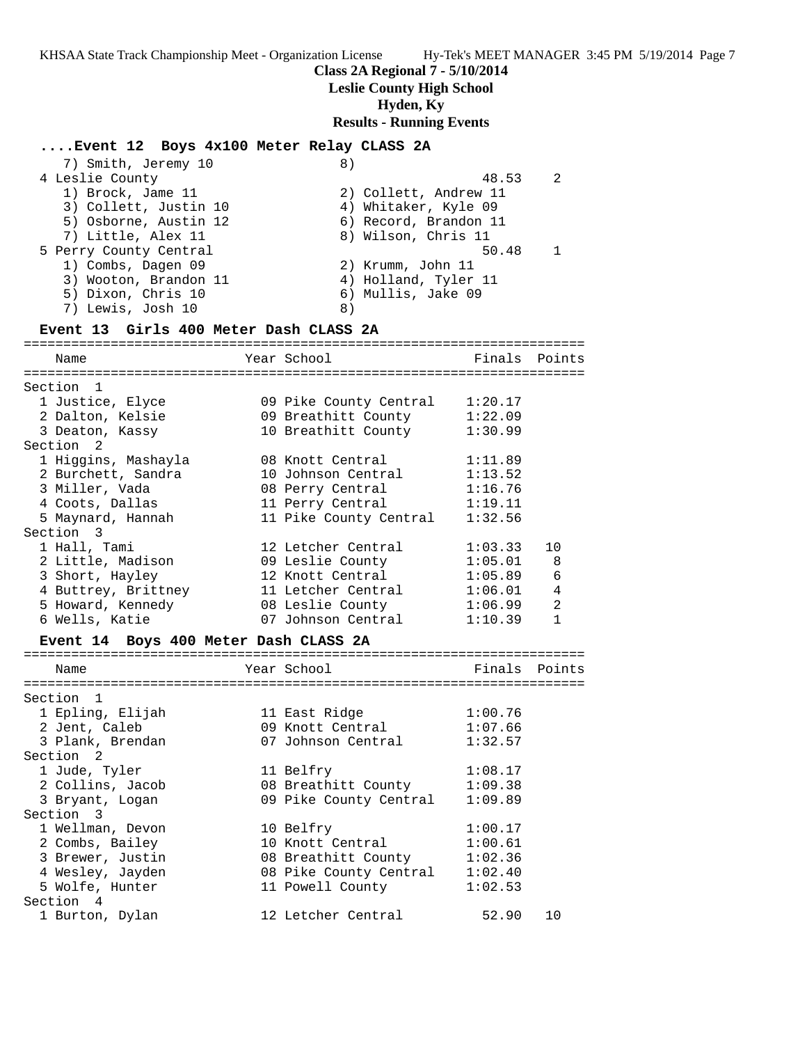**Class 2A Regional 7 - 5/10/2014**

**Leslie County High School**

**Hyden, Ky**

**Results - Running Events**

### ....Event 12 Boys 4x100 Meter Relay CLASS 2A

| School | Finals | Points |
|---|---|---|
| 7) Smith, Jeremy 10 | 8) | |
| 4 Leslie County | 48.53 | 2 |
| 1) Brock, Jame 11 | 2) Collett, Andrew 11 | |
| 3) Collett, Justin 10 | 4) Whitaker, Kyle 09 | |
| 5) Osborne, Austin 12 | 6) Record, Brandon 11 | |
| 7) Little, Alex 11 | 8) Wilson, Chris 11 | |
| 5 Perry County Central | 50.48 | 1 |
| 1) Combs, Dagen 09 | 2) Krumm, John 11 | |
| 3) Wooton, Brandon 11 | 4) Holland, Tyler 11 | |
| 5) Dixon, Chris 10 | 6) Mullis, Jake 09 | |
| 7) Lewis, Josh 10 | 8) | |

### Event 13 Girls 400 Meter Dash CLASS 2A

| Name | Year | School | Finals | Points |
|---|---|---|---|---|
| **Section 1** | | | | |
| 1 Justice, Elyce | 09 | Pike County Central | 1:20.17 | |
| 2 Dalton, Kelsie | 09 | Breathitt County | 1:22.09 | |
| 3 Deaton, Kassy | 10 | Breathitt County | 1:30.99 | |
| **Section 2** | | | | |
| 1 Higgins, Mashayla | 08 | Knott Central | 1:11.89 | |
| 2 Burchett, Sandra | 10 | Johnson Central | 1:13.52 | |
| 3 Miller, Vada | 08 | Perry Central | 1:16.76 | |
| 4 Coots, Dallas | 11 | Perry Central | 1:19.11 | |
| 5 Maynard, Hannah | 11 | Pike County Central | 1:32.56 | |
| **Section 3** | | | | |
| 1 Hall, Tami | 12 | Letcher Central | 1:03.33 | 10 |
| 2 Little, Madison | 09 | Leslie County | 1:05.01 | 8 |
| 3 Short, Hayley | 12 | Knott Central | 1:05.89 | 6 |
| 4 Buttrey, Brittney | 11 | Letcher Central | 1:06.01 | 4 |
| 5 Howard, Kennedy | 08 | Leslie County | 1:06.99 | 2 |
| 6 Wells, Katie | 07 | Johnson Central | 1:10.39 | 1 |

### Event 14 Boys 400 Meter Dash CLASS 2A

| Name | Year | School | Finals | Points |
|---|---|---|---|---|
| **Section 1** | | | | |
| 1 Epling, Elijah | 11 | East Ridge | 1:00.76 | |
| 2 Jent, Caleb | 09 | Knott Central | 1:07.66 | |
| 3 Plank, Brendan | 07 | Johnson Central | 1:32.57 | |
| **Section 2** | | | | |
| 1 Jude, Tyler | 11 | Belfry | 1:08.17 | |
| 2 Collins, Jacob | 08 | Breathitt County | 1:09.38 | |
| 3 Bryant, Logan | 09 | Pike County Central | 1:09.89 | |
| **Section 3** | | | | |
| 1 Wellman, Devon | 10 | Belfry | 1:00.17 | |
| 2 Combs, Bailey | 10 | Knott Central | 1:00.61 | |
| 3 Brewer, Justin | 08 | Breathitt County | 1:02.36 | |
| 4 Wesley, Jayden | 08 | Pike County Central | 1:02.40 | |
| 5 Wolfe, Hunter | 11 | Powell County | 1:02.53 | |
| **Section 4** | | | | |
| 1 Burton, Dylan | 12 | Letcher Central | 52.90 | 10 |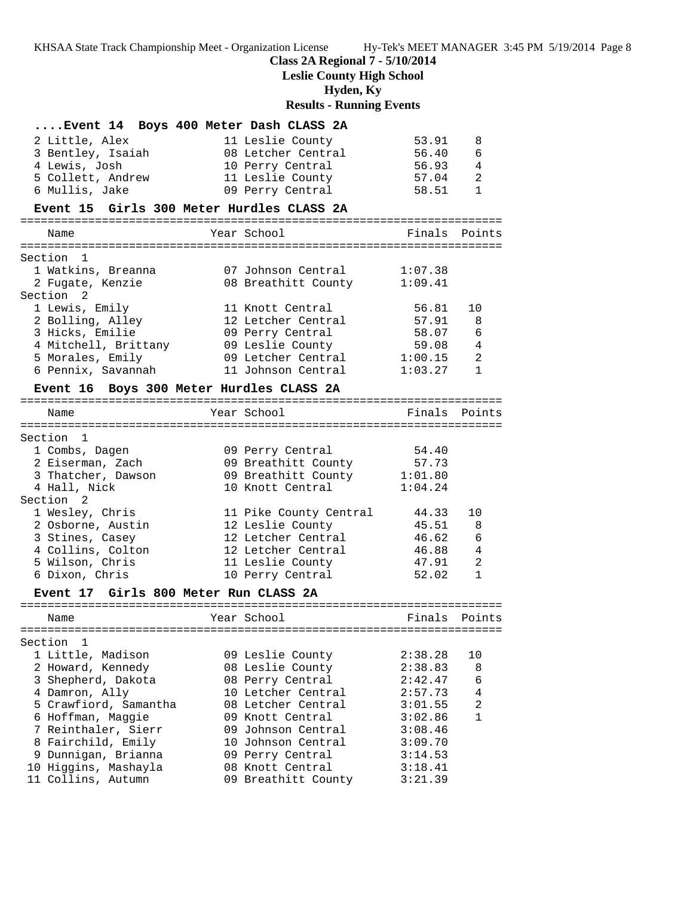## Class 2A Regional 7 - 5/10/2014

**Leslie County High School**

**Hyden, Ky**

**Results - Running Events**

### ....Event 14 Boys 400 Meter Dash CLASS 2A

| Place | Name | Year | School | Finals | Points |
|---|---|---|---|---|---|
| 2 | Little, Alex | 11 | Leslie County | 53.91 | 8 |
| 3 | Bentley, Isaiah | 08 | Letcher Central | 56.40 | 6 |
| 4 | Lewis, Josh | 10 | Perry Central | 56.93 | 4 |
| 5 | Collett, Andrew | 11 | Leslie County | 57.04 | 2 |
| 6 | Mullis, Jake | 09 | Perry Central | 58.51 | 1 |

### Event 15 Girls 300 Meter Hurdles CLASS 2A

| Place | Name | Year | School | Finals | Points |
|---|---|---|---|---|---|
| **Section 1** | | | | | |
| 1 | Watkins, Breanna | 07 | Johnson Central | 1:07.38 | |
| 2 | Fugate, Kenzie | 08 | Breathitt County | 1:09.41 | |
| **Section 2** | | | | | |
| 1 | Lewis, Emily | 11 | Knott Central | 56.81 | 10 |
| 2 | Bolling, Alley | 12 | Letcher Central | 57.91 | 8 |
| 3 | Hicks, Emilie | 09 | Perry Central | 58.07 | 6 |
| 4 | Mitchell, Brittany | 09 | Leslie County | 59.08 | 4 |
| 5 | Morales, Emily | 09 | Letcher Central | 1:00.15 | 2 |
| 6 | Pennix, Savannah | 11 | Johnson Central | 1:03.27 | 1 |

### Event 16 Boys 300 Meter Hurdles CLASS 2A

| Place | Name | Year | School | Finals | Points |
|---|---|---|---|---|---|
| **Section 1** | | | | | |
| 1 | Combs, Dagen | 09 | Perry Central | 54.40 | |
| 2 | Eiserman, Zach | 09 | Breathitt County | 57.73 | |
| 3 | Thatcher, Dawson | 09 | Breathitt County | 1:01.80 | |
| 4 | Hall, Nick | 10 | Knott Central | 1:04.24 | |
| **Section 2** | | | | | |
| 1 | Wesley, Chris | 11 | Pike County Central | 44.33 | 10 |
| 2 | Osborne, Austin | 12 | Leslie County | 45.51 | 8 |
| 3 | Stines, Casey | 12 | Letcher Central | 46.62 | 6 |
| 4 | Collins, Colton | 12 | Letcher Central | 46.88 | 4 |
| 5 | Wilson, Chris | 11 | Leslie County | 47.91 | 2 |
| 6 | Dixon, Chris | 10 | Perry Central | 52.02 | 1 |

### Event 17 Girls 800 Meter Run CLASS 2A

| Place | Name | Year | School | Finals | Points |
|---|---|---|---|---|---|
| **Section 1** | | | | | |
| 1 | Little, Madison | 09 | Leslie County | 2:38.28 | 10 |
| 2 | Howard, Kennedy | 08 | Leslie County | 2:38.83 | 8 |
| 3 | Shepherd, Dakota | 08 | Perry Central | 2:42.47 | 6 |
| 4 | Damron, Ally | 10 | Letcher Central | 2:57.73 | 4 |
| 5 | Crawfiord, Samantha | 08 | Letcher Central | 3:01.55 | 2 |
| 6 | Hoffman, Maggie | 09 | Knott Central | 3:02.86 | 1 |
| 7 | Reinthaler, Sierr | 09 | Johnson Central | 3:08.46 | |
| 8 | Fairchild, Emily | 10 | Johnson Central | 3:09.70 | |
| 9 | Dunnigan, Brianna | 09 | Perry Central | 3:14.53 | |
| 10 | Higgins, Mashayla | 08 | Knott Central | 3:18.41 | |
| 11 | Collins, Autumn | 09 | Breathitt County | 3:21.39 | |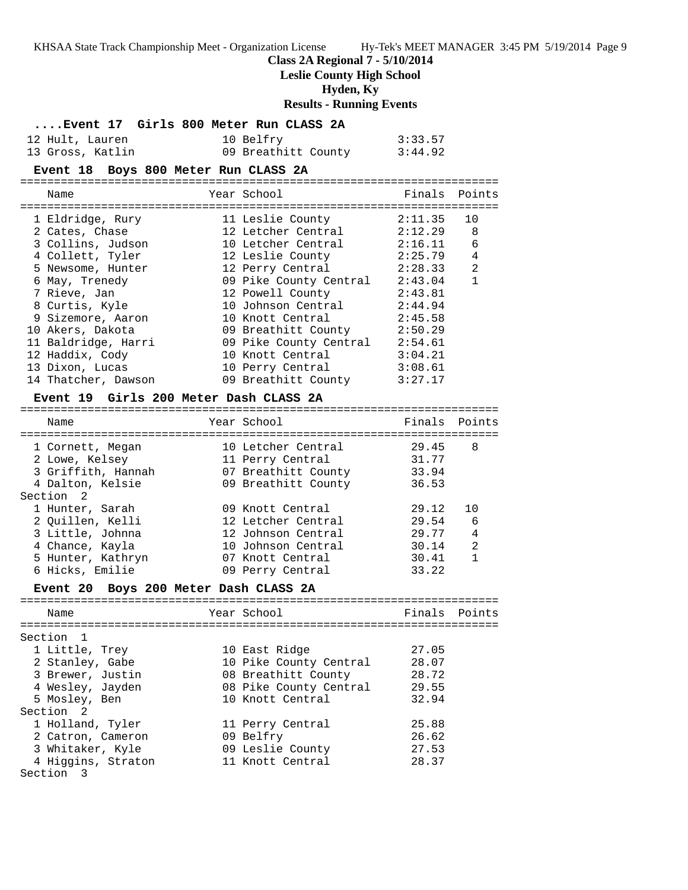## Class 2A Regional 7 - 5/10/2014

**Leslie County High School**

**Hyden, Ky**

**Results - Running Events**

### ....Event 17 Girls 800 Meter Run CLASS 2A

| Name | Year | School | Finals | Points |
|---|---|---|---|---|
| 12 Hult, Lauren | 10 | Belfry | 3:33.57 | |
| 13 Gross, Katlin | 09 | Breathitt County | 3:44.92 | |

### Event 18 Boys 800 Meter Run CLASS 2A

| Name | Year | School | Finals | Points |
|---|---|---|---|---|
| 1 Eldridge, Rury | 11 | Leslie County | 2:11.35 | 10 |
| 2 Cates, Chase | 12 | Letcher Central | 2:12.29 | 8 |
| 3 Collins, Judson | 10 | Letcher Central | 2:16.11 | 6 |
| 4 Collett, Tyler | 12 | Leslie County | 2:25.79 | 4 |
| 5 Newsome, Hunter | 12 | Perry Central | 2:28.33 | 2 |
| 6 May, Trenedy | 09 | Pike County Central | 2:43.04 | 1 |
| 7 Rieve, Jan | 12 | Powell County | 2:43.81 | |
| 8 Curtis, Kyle | 10 | Johnson Central | 2:44.94 | |
| 9 Sizemore, Aaron | 10 | Knott Central | 2:45.58 | |
| 10 Akers, Dakota | 09 | Breathitt County | 2:50.29 | |
| 11 Baldridge, Harri | 09 | Pike County Central | 2:54.61 | |
| 12 Haddix, Cody | 10 | Knott Central | 3:04.21 | |
| 13 Dixon, Lucas | 10 | Perry Central | 3:08.61 | |
| 14 Thatcher, Dawson | 09 | Breathitt County | 3:27.17 | |

### Event 19 Girls 200 Meter Dash CLASS 2A

| Name | Year | School | Finals | Points |
|---|---|---|---|---|
| 1 Cornett, Megan | 10 | Letcher Central | 29.45 | 8 |
| 2 Lowe, Kelsey | 11 | Perry Central | 31.77 | |
| 3 Griffith, Hannah | 07 | Breathitt County | 33.94 | |
| 4 Dalton, Kelsie | 09 | Breathitt County | 36.53 | |
| **Section 2** | | | | |
| 1 Hunter, Sarah | 09 | Knott Central | 29.12 | 10 |
| 2 Quillen, Kelli | 12 | Letcher Central | 29.54 | 6 |
| 3 Little, Johnna | 12 | Johnson Central | 29.77 | 4 |
| 4 Chance, Kayla | 10 | Johnson Central | 30.14 | 2 |
| 5 Hunter, Kathryn | 07 | Knott Central | 30.41 | 1 |
| 6 Hicks, Emilie | 09 | Perry Central | 33.22 | |

### Event 20 Boys 200 Meter Dash CLASS 2A

| Name | Year | School | Finals | Points |
|---|---|---|---|---|
| **Section 1** | | | | |
| 1 Little, Trey | 10 | East Ridge | 27.05 | |
| 2 Stanley, Gabe | 10 | Pike County Central | 28.07 | |
| 3 Brewer, Justin | 08 | Breathitt County | 28.72 | |
| 4 Wesley, Jayden | 08 | Pike County Central | 29.55 | |
| 5 Mosley, Ben | 10 | Knott Central | 32.94 | |
| **Section 2** | | | | |
| 1 Holland, Tyler | 11 | Perry Central | 25.88 | |
| 2 Catron, Cameron | 09 | Belfry | 26.62 | |
| 3 Whitaker, Kyle | 09 | Leslie County | 27.53 | |
| 4 Higgins, Straton | 11 | Knott Central | 28.37 | |
| **Section 3** | | | | |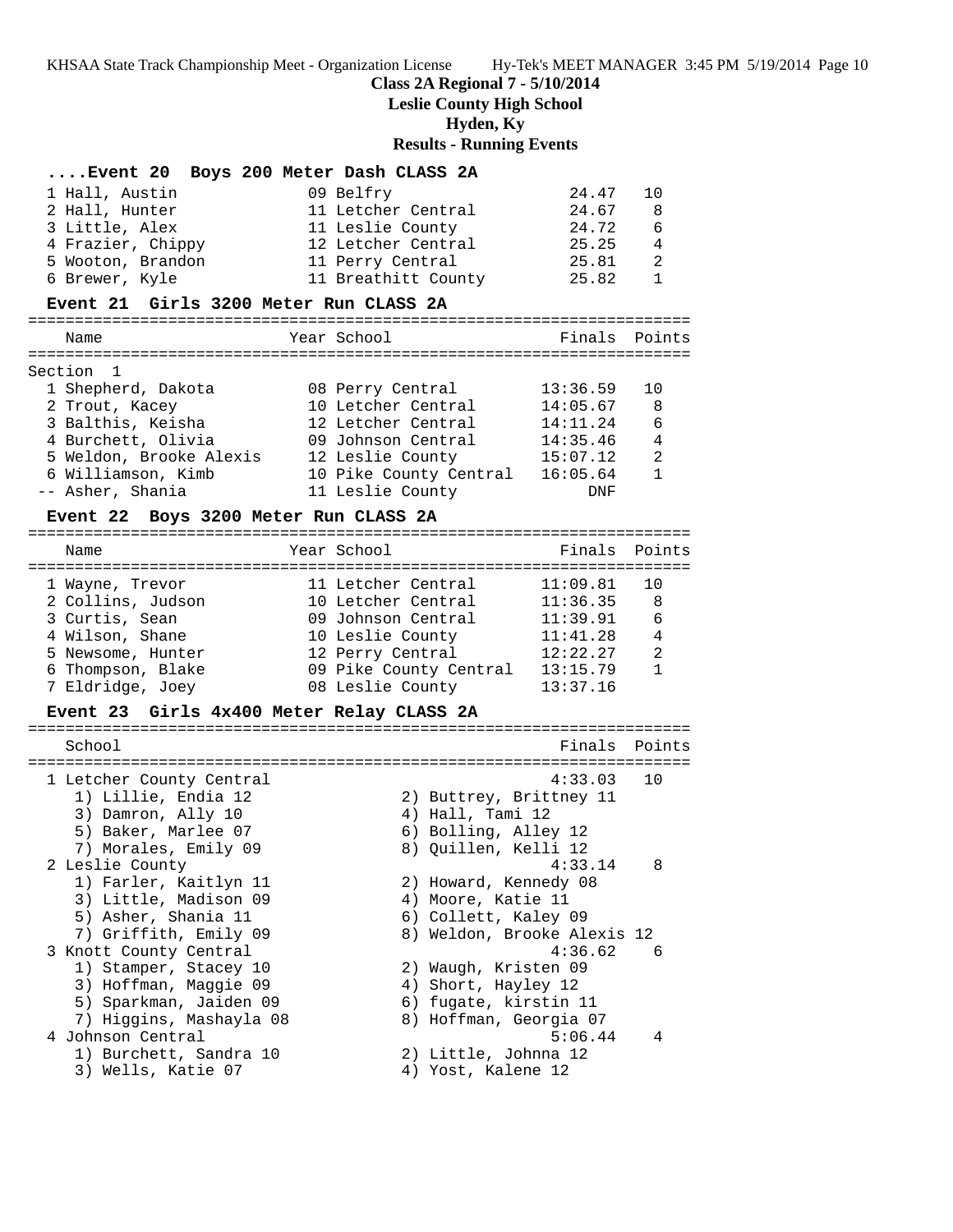**Class 2A Regional 7 - 5/10/2014**
**Leslie County High School**
**Hyden, Ky**
**Results - Running Events**

### ....Event 20 Boys 200 Meter Dash CLASS 2A

| Place | Name | Year | School | Finals | Points |
|---|---|---|---|---|---|
| 1 | Hall, Austin | 09 | Belfry | 24.47 | 10 |
| 2 | Hall, Hunter | 11 | Letcher Central | 24.67 | 8 |
| 3 | Little, Alex | 11 | Leslie County | 24.72 | 6 |
| 4 | Frazier, Chippy | 12 | Letcher Central | 25.25 | 4 |
| 5 | Wooton, Brandon | 11 | Perry Central | 25.81 | 2 |
| 6 | Brewer, Kyle | 11 | Breathitt County | 25.82 | 1 |

### Event 21 Girls 3200 Meter Run CLASS 2A

Section 1

| Place | Name | Year | School | Finals | Points |
|---|---|---|---|---|---|
| 1 | Shepherd, Dakota | 08 | Perry Central | 13:36.59 | 10 |
| 2 | Trout, Kacey | 10 | Letcher Central | 14:05.67 | 8 |
| 3 | Balthis, Keisha | 12 | Letcher Central | 14:11.24 | 6 |
| 4 | Burchett, Olivia | 09 | Johnson Central | 14:35.46 | 4 |
| 5 | Weldon, Brooke Alexis | 12 | Leslie County | 15:07.12 | 2 |
| 6 | Williamson, Kimb | 10 | Pike County Central | 16:05.64 | 1 |
| -- | Asher, Shania | 11 | Leslie County | DNF | |

### Event 22 Boys 3200 Meter Run CLASS 2A

| Place | Name | Year | School | Finals | Points |
|---|---|---|---|---|---|
| 1 | Wayne, Trevor | 11 | Letcher Central | 11:09.81 | 10 |
| 2 | Collins, Judson | 10 | Letcher Central | 11:36.35 | 8 |
| 3 | Curtis, Sean | 09 | Johnson Central | 11:39.91 | 6 |
| 4 | Wilson, Shane | 10 | Leslie County | 11:41.28 | 4 |
| 5 | Newsome, Hunter | 12 | Perry Central | 12:22.27 | 2 |
| 6 | Thompson, Blake | 09 | Pike County Central | 13:15.79 | 1 |
| 7 | Eldridge, Joey | 08 | Leslie County | 13:37.16 | |

### Event 23 Girls 4x400 Meter Relay CLASS 2A

| Place | School | Finals | Points |
|---|---|---|---|
| 1 | Letcher County Central | 4:33.03 | 10 |
| | 1) Lillie, Endia 12; 2) Buttrey, Brittney 11; 3) Damron, Ally 10; 4) Hall, Tami 12; 5) Baker, Marlee 07; 6) Bolling, Alley 12; 7) Morales, Emily 09; 8) Quillen, Kelli 12 | | |
| 2 | Leslie County | 4:33.14 | 8 |
| | 1) Farler, Kaitlyn 11; 2) Howard, Kennedy 08; 3) Little, Madison 09; 4) Moore, Katie 11; 5) Asher, Shania 11; 6) Collett, Kaley 09; 7) Griffith, Emily 09; 8) Weldon, Brooke Alexis 12 | | |
| 3 | Knott County Central | 4:36.62 | 6 |
| | 1) Stamper, Stacey 10; 2) Waugh, Kristen 09; 3) Hoffman, Maggie 09; 4) Short, Hayley 12; 5) Sparkman, Jaiden 09; 6) fugate, kirstin 11; 7) Higgins, Mashayla 08; 8) Hoffman, Georgia 07 | | |
| 4 | Johnson Central | 5:06.44 | 4 |
| | 1) Burchett, Sandra 10; 2) Little, Johnna 12; 3) Wells, Katie 07; 4) Yost, Kalene 12 | | |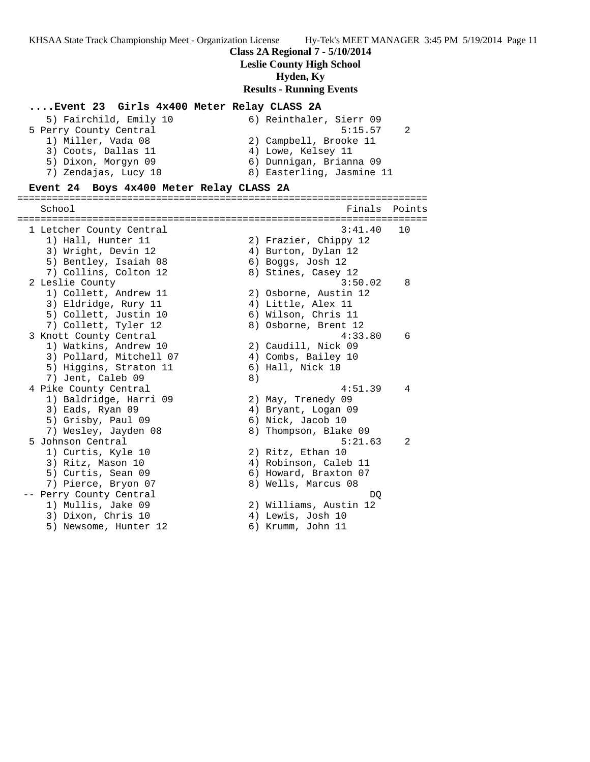**Class 2A Regional 7 - 5/10/2014**
**Leslie County High School**
**Hyden, Ky**
**Results - Running Events**

### ....Event 23 Girls 4x400 Meter Relay CLASS 2A

```
   5) Fairchild, Emily 10             6) Reinthaler, Sierr 09
 5 Perry County Central                          5:15.57    2
   1) Miller, Vada 08                 2) Campbell, Brooke 11
   3) Coots, Dallas 11                4) Lowe, Kelsey 11
   5) Dixon, Morgyn 09                6) Dunnigan, Brianna 09
   7) Zendajas, Lucy 10               8) Easterling, Jasmine 11
```

### Event 24 Boys 4x400 Meter Relay CLASS 2A

```
=====================================================================
   School                                            Finals  Points
=====================================================================
 1 Letcher County Central                          3:41.40   10
   1) Hall, Hunter 11                 2) Frazier, Chippy 12
   3) Wright, Devin 12                4) Burton, Dylan 12
   5) Bentley, Isaiah 08              6) Boggs, Josh 12
   7) Collins, Colton 12              8) Stines, Casey 12
 2 Leslie County                                   3:50.02    8
   1) Collett, Andrew 11              2) Osborne, Austin 12
   3) Eldridge, Rury 11               4) Little, Alex 11
   5) Collett, Justin 10              6) Wilson, Chris 11
   7) Collett, Tyler 12               8) Osborne, Brent 12
 3 Knott County Central                            4:33.80    6
   1) Watkins, Andrew 10              2) Caudill, Nick 09
   3) Pollard, Mitchell 07            4) Combs, Bailey 10
   5) Higgins, Straton 11             6) Hall, Nick 10
   7) Jent, Caleb 09                  8)
 4 Pike County Central                             4:51.39    4
   1) Baldridge, Harri 09             2) May, Trenedy 09
   3) Eads, Ryan 09                   4) Bryant, Logan 09
   5) Grisby, Paul 09                 6) Nick, Jacob 10
   7) Wesley, Jayden 08               8) Thompson, Blake 09
 5 Johnson Central                                 5:21.63    2
   1) Curtis, Kyle 10                 2) Ritz, Ethan 10
   3) Ritz, Mason 10                  4) Robinson, Caleb 11
   5) Curtis, Sean 09                 6) Howard, Braxton 07
   7) Pierce, Bryon 07                8) Wells, Marcus 08
-- Perry County Central                                 DQ
   1) Mullis, Jake 09                 2) Williams, Austin 12
   3) Dixon, Chris 10                 4) Lewis, Josh 10
   5) Newsome, Hunter 12              6) Krumm, John 11
```